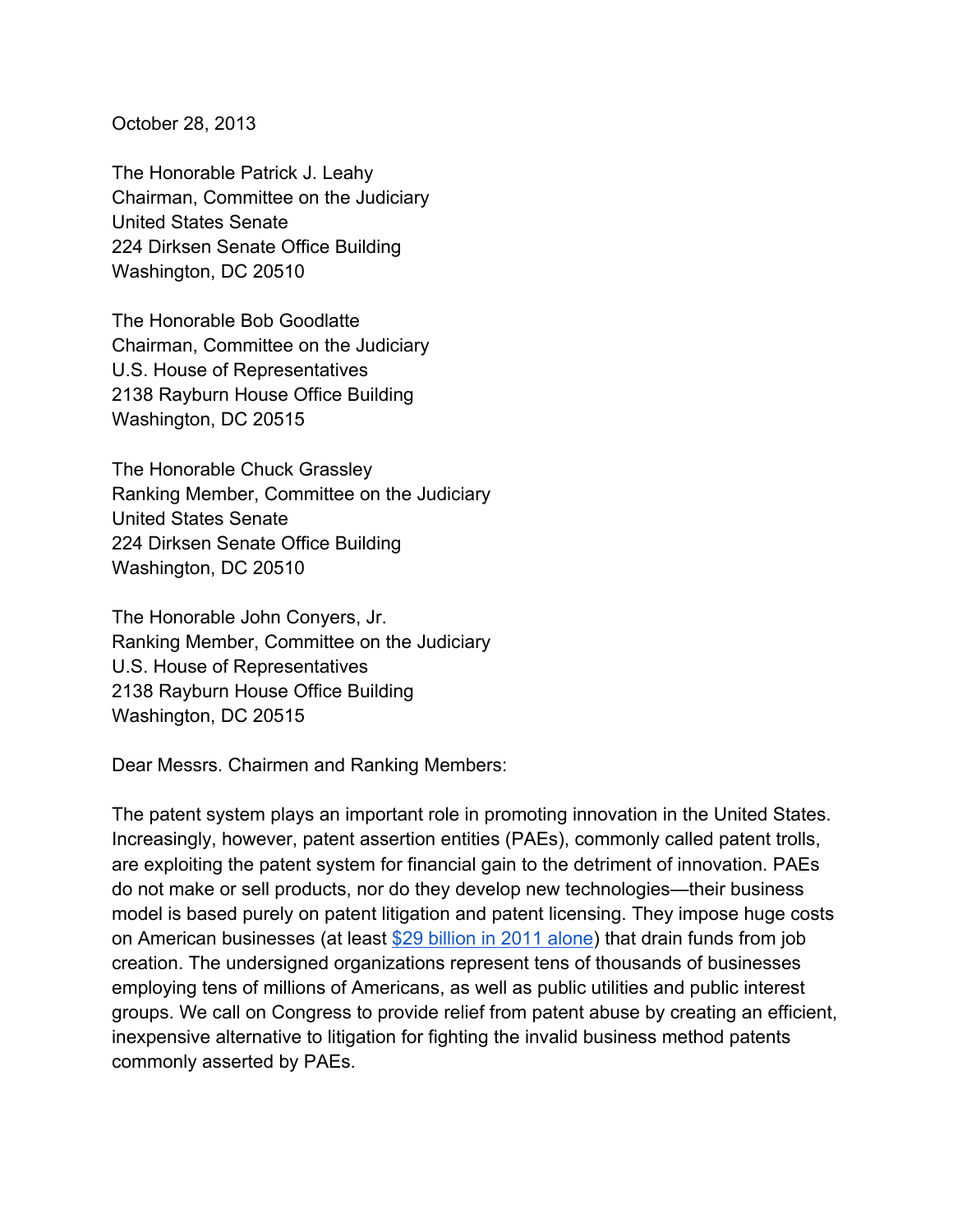October 28, 2013

The Honorable Patrick J. Leahy
Chairman, Committee on the Judiciary
United States Senate
224 Dirksen Senate Office Building
Washington, DC 20510

The Honorable Bob Goodlatte
Chairman, Committee on the Judiciary
U.S. House of Representatives
2138 Rayburn House Office Building
Washington, DC 20515

The Honorable Chuck Grassley
Ranking Member, Committee on the Judiciary
United States Senate
224 Dirksen Senate Office Building
Washington, DC 20510

The Honorable John Conyers, Jr.
Ranking Member, Committee on the Judiciary
U.S. House of Representatives
2138 Rayburn House Office Building
Washington, DC 20515

Dear Messrs. Chairmen and Ranking Members:

The patent system plays an important role in promoting innovation in the United States. Increasingly, however, patent assertion entities (PAEs), commonly called patent trolls, are exploiting the patent system for financial gain to the detriment of innovation. PAEs do not make or sell products, nor do they develop new technologies—their business model is based purely on patent litigation and patent licensing. They impose huge costs on American businesses (at least $29 billion in 2011 alone) that drain funds from job creation. The undersigned organizations represent tens of thousands of businesses employing tens of millions of Americans, as well as public utilities and public interest groups. We call on Congress to provide relief from patent abuse by creating an efficient, inexpensive alternative to litigation for fighting the invalid business method patents commonly asserted by PAEs.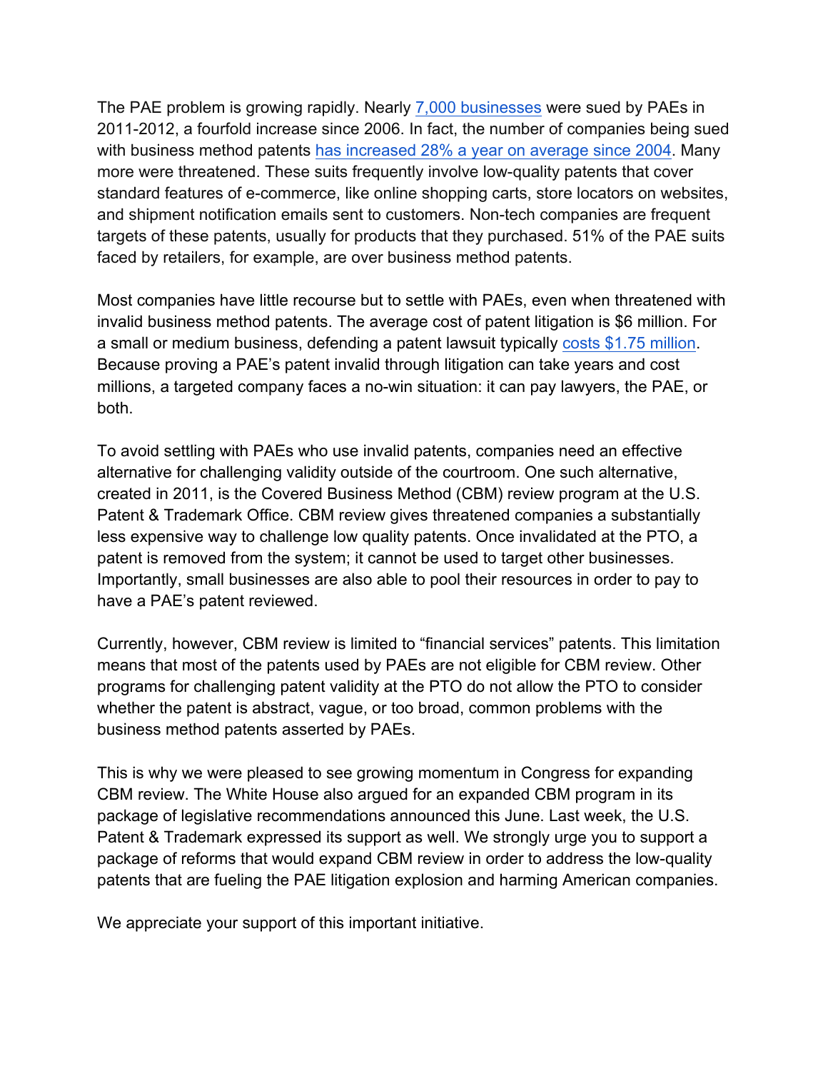The PAE problem is growing rapidly. Nearly 7,000 businesses were sued by PAEs in 2011-2012, a fourfold increase since 2006. In fact, the number of companies being sued with business method patents has increased 28% a year on average since 2004. Many more were threatened. These suits frequently involve low-quality patents that cover standard features of e-commerce, like online shopping carts, store locators on websites, and shipment notification emails sent to customers. Non-tech companies are frequent targets of these patents, usually for products that they purchased. 51% of the PAE suits faced by retailers, for example, are over business method patents.

Most companies have little recourse but to settle with PAEs, even when threatened with invalid business method patents. The average cost of patent litigation is $6 million. For a small or medium business, defending a patent lawsuit typically costs $1.75 million. Because proving a PAE's patent invalid through litigation can take years and cost millions, a targeted company faces a no-win situation: it can pay lawyers, the PAE, or both.

To avoid settling with PAEs who use invalid patents, companies need an effective alternative for challenging validity outside of the courtroom. One such alternative, created in 2011, is the Covered Business Method (CBM) review program at the U.S. Patent & Trademark Office. CBM review gives threatened companies a substantially less expensive way to challenge low quality patents. Once invalidated at the PTO, a patent is removed from the system; it cannot be used to target other businesses. Importantly, small businesses are also able to pool their resources in order to pay to have a PAE's patent reviewed.

Currently, however, CBM review is limited to "financial services" patents. This limitation means that most of the patents used by PAEs are not eligible for CBM review. Other programs for challenging patent validity at the PTO do not allow the PTO to consider whether the patent is abstract, vague, or too broad, common problems with the business method patents asserted by PAEs.

This is why we were pleased to see growing momentum in Congress for expanding CBM review. The White House also argued for an expanded CBM program in its package of legislative recommendations announced this June. Last week, the U.S. Patent & Trademark expressed its support as well. We strongly urge you to support a package of reforms that would expand CBM review in order to address the low-quality patents that are fueling the PAE litigation explosion and harming American companies.

We appreciate your support of this important initiative.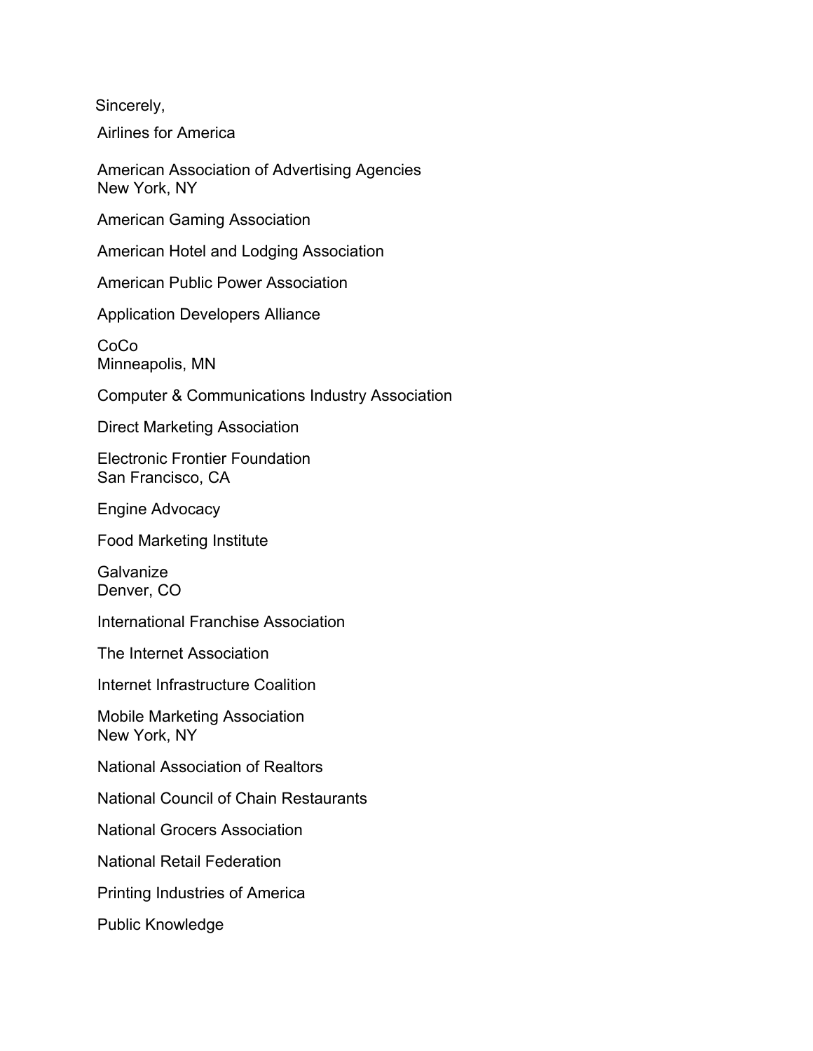Sincerely,

Airlines for America

American Association of Advertising Agencies
New York, NY

American Gaming Association

American Hotel and Lodging Association

American Public Power Association

Application Developers Alliance

CoCo
Minneapolis, MN

Computer & Communications Industry Association

Direct Marketing Association

Electronic Frontier Foundation
San Francisco, CA

Engine Advocacy

Food Marketing Institute

Galvanize
Denver, CO

International Franchise Association

The Internet Association

Internet Infrastructure Coalition

Mobile Marketing Association
New York, NY

National Association of Realtors

National Council of Chain Restaurants

National Grocers Association

National Retail Federation

Printing Industries of America

Public Knowledge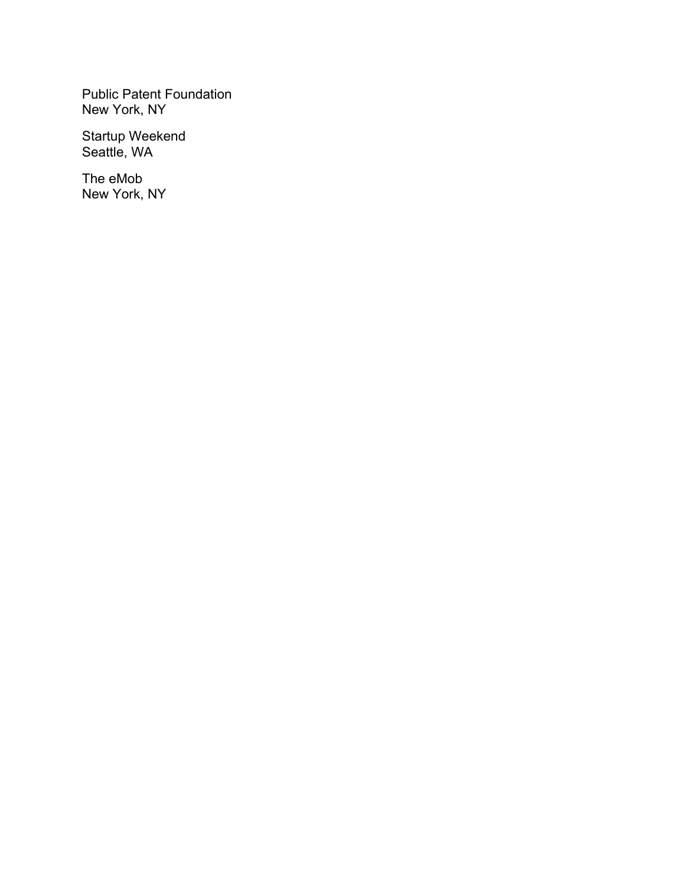Public Patent Foundation
New York, NY

Startup Weekend
Seattle, WA

The eMob
New York, NY